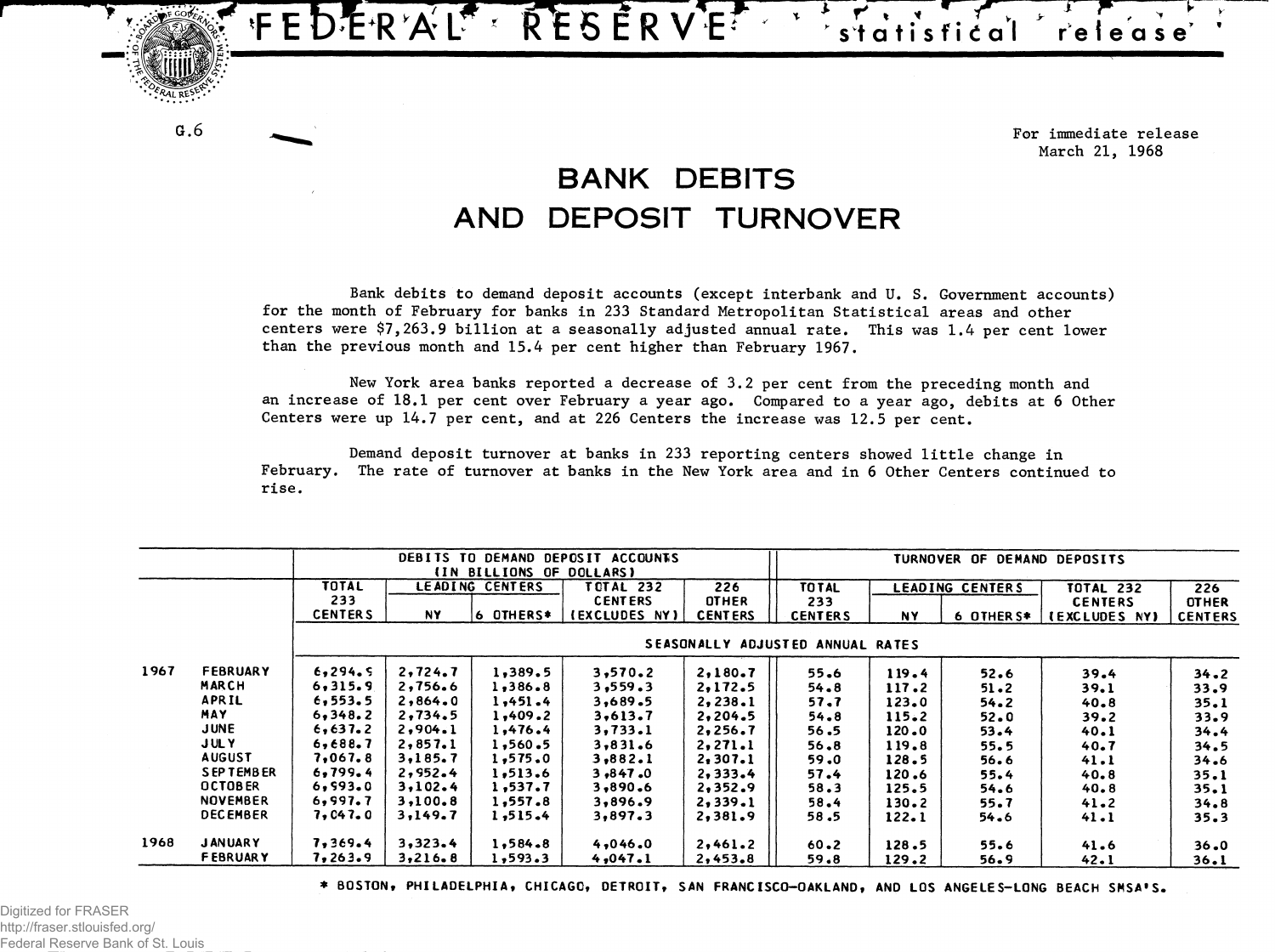# FEDERAL RESERVE statistical release

G.6

For immediate release
March 21, 1968

## BANK DEBITS AND DEPOSIT TURNOVER

Bank debits to demand deposit accounts (except interbank and U. S. Government accounts) for the month of February for banks in 233 Standard Metropolitan Statistical areas and other centers were $7,263.9 billion at a seasonally adjusted annual rate. This was 1.4 per cent lower than the previous month and 15.4 per cent higher than February 1967.

New York area banks reported a decrease of 3.2 per cent from the preceding month and an increase of 18.1 per cent over February a year ago. Compared to a year ago, debits at 6 Other Centers were up 14.7 per cent, and at 226 Centers the increase was 12.5 per cent.

Demand deposit turnover at banks in 233 reporting centers showed little change in February. The rate of turnover at banks in the New York area and in 6 Other Centers continued to rise.

| | | DEBITS TO DEMAND DEPOSIT ACCOUNTS (IN BILLIONS OF DOLLARS) | | | | | TURNOVER OF DEMAND DEPOSITS | | | | |
|---|---|---|---|---|---|---|---|---|---|---|---|
| | | TOTAL 233 CENTERS | LEADING CENTERS | | TOTAL 232 CENTERS (EXCLUDES NY) | 226 OTHER CENTERS | TOTAL 233 CENTERS | LEADING CENTERS | | TOTAL 232 CENTERS (EXCLUDES NY) | 226 OTHER CENTERS |
| | | | NY | 6 OTHERS* | | | | NY | 6 OTHERS* | | |
| | | SEASONALLY ADJUSTED ANNUAL RATES | | | | | | | | | |
| 1967 | FEBRUARY | 6,294.9 | 2,724.7 | 1,389.5 | 3,570.2 | 2,180.7 | 55.6 | 119.4 | 52.6 | 39.4 | 34.2 |
| | MARCH | 6,315.9 | 2,756.6 | 1,386.8 | 3,559.3 | 2,172.5 | 54.8 | 117.2 | 51.2 | 39.1 | 33.9 |
| | APRIL | 6,553.5 | 2,864.0 | 1,451.4 | 3,689.5 | 2,238.1 | 57.7 | 123.0 | 54.2 | 40.8 | 35.1 |
| | MAY | 6,348.2 | 2,734.5 | 1,409.2 | 3,613.7 | 2,204.5 | 54.8 | 115.2 | 52.0 | 39.2 | 33.9 |
| | JUNE | 6,637.2 | 2,904.1 | 1,476.4 | 3,733.1 | 2,256.7 | 56.5 | 120.0 | 53.4 | 40.1 | 34.4 |
| | JULY | 6,688.7 | 2,857.1 | 1,560.5 | 3,831.6 | 2,271.1 | 56.8 | 119.8 | 55.5 | 40.7 | 34.5 |
| | AUGUST | 7,067.8 | 3,185.7 | 1,575.0 | 3,882.1 | 2,307.1 | 59.0 | 128.5 | 56.6 | 41.1 | 34.6 |
| | SEPTEMBER | 6,799.4 | 2,952.4 | 1,513.6 | 3,847.0 | 2,333.4 | 57.4 | 120.6 | 55.4 | 40.8 | 35.1 |
| | OCTOBER | 6,993.0 | 3,102.4 | 1,537.7 | 3,890.6 | 2,352.9 | 58.3 | 125.5 | 54.6 | 40.8 | 35.1 |
| | NOVEMBER | 6,997.7 | 3,100.8 | 1,557.8 | 3,896.9 | 2,339.1 | 58.4 | 130.2 | 55.7 | 41.2 | 34.8 |
| | DECEMBER | 7,047.0 | 3,149.7 | 1,515.4 | 3,897.3 | 2,381.9 | 58.5 | 122.1 | 54.6 | 41.1 | 35.3 |
| 1968 | JANUARY | 7,369.4 | 3,323.4 | 1,584.8 | 4,046.0 | 2,461.2 | 60.2 | 128.5 | 55.6 | 41.6 | 36.0 |
| | FEBRUARY | 7,263.9 | 3,216.8 | 1,593.3 | 4,047.1 | 2,453.8 | 59.8 | 129.2 | 56.9 | 42.1 | 36.1 |

* BOSTON, PHILADELPHIA, CHICAGO, DETROIT, SAN FRANCISCO-OAKLAND, AND LOS ANGELES-LONG BEACH SMSA'S.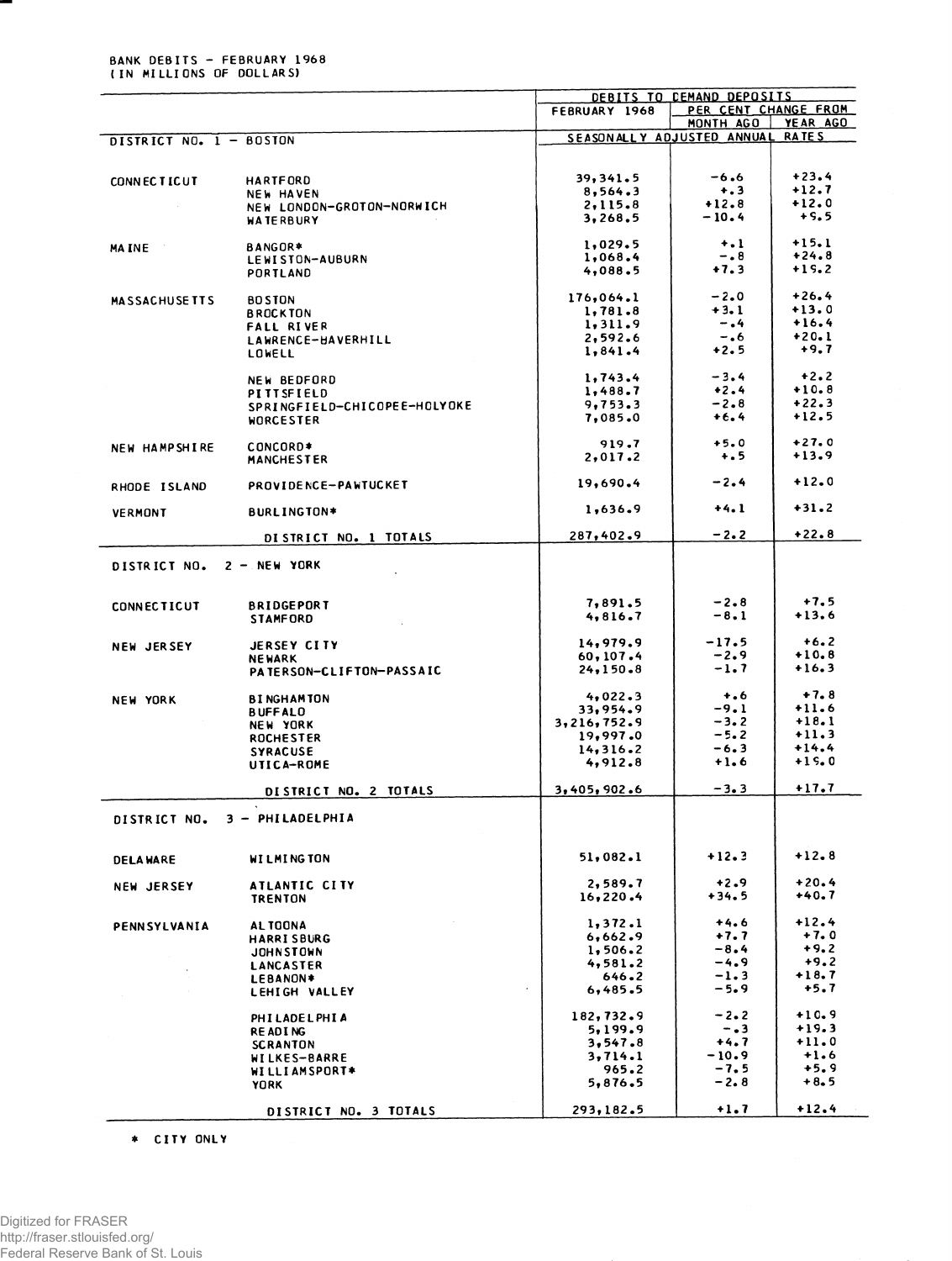BANK DEBITS - FEBRUARY 1968
(IN MILLIONS OF DOLLARS)

| | | DEBITS TO DEMAND DEPOSITS | | |
|---|---|---|---|---|
| | | FEBRUARY 1968 | PER CENT CHANGE FROM | |
| | | | MONTH AGO | YEAR AGO |
| DISTRICT NO. 1 - BOSTON | | SEASONALLY ADJUSTED ANNUAL RATES | | |
| CONNECTICUT | HARTFORD | 39,341.5 | -6.6 | +23.4 |
| | NEW HAVEN | 8,564.3 | +.3 | +12.7 |
| | NEW LONDON-GROTON-NORWICH | 2,115.8 | +12.8 | +12.0 |
| | WATERBURY | 3,268.5 | -10.4 | +9.5 |
| MAINE | BANGOR* | 1,029.5 | +.1 | +15.1 |
| | LEWISTON-AUBURN | 1,068.4 | -.8 | +24.8 |
| | PORTLAND | 4,088.5 | +7.3 | +19.2 |
| MASSACHUSETTS | BOSTON | 176,064.1 | -2.0 | +26.4 |
| | BROCKTON | 1,781.8 | +3.1 | +13.0 |
| | FALL RIVER | 1,311.9 | -.4 | +16.4 |
| | LAWRENCE-HAVERHILL | 2,592.6 | -.6 | +20.1 |
| | LOWELL | 1,841.4 | +2.5 | +9.7 |
| | NEW BEDFORD | 1,743.4 | -3.4 | +2.2 |
| | PITTSFIELD | 1,488.7 | +2.4 | +10.8 |
| | SPRINGFIELD-CHICOPEE-HOLYOKE | 9,753.3 | -2.8 | +22.3 |
| | WORCESTER | 7,085.0 | +6.4 | +12.5 |
| NEW HAMPSHIRE | CONCORD* | 919.7 | +5.0 | +27.0 |
| | MANCHESTER | 2,017.2 | +.5 | +13.9 |
| RHODE ISLAND | PROVIDENCE-PAWTUCKET | 19,690.4 | -2.4 | +12.0 |
| VERMONT | BURLINGTON* | 1,636.9 | +4.1 | +31.2 |
| | DISTRICT NO. 1 TOTALS | 287,402.9 | -2.2 | +22.8 |
| DISTRICT NO. 2 - NEW YORK | | | | |
| CONNECTICUT | BRIDGEPORT | 7,891.5 | -2.8 | +7.5 |
| | STAMFORD | 4,816.7 | -8.1 | +13.6 |
| NEW JERSEY | JERSEY CITY | 14,979.9 | -17.5 | +6.2 |
| | NEWARK | 60,107.4 | -2.9 | +10.8 |
| | PATERSON-CLIFTON-PASSAIC | 24,150.8 | -1.7 | +16.3 |
| NEW YORK | BINGHAMTON | 4,022.3 | +.6 | +7.8 |
| | BUFFALO | 33,954.9 | -9.1 | +11.6 |
| | NEW YORK | 3,216,752.9 | -3.2 | +18.1 |
| | ROCHESTER | 19,997.0 | -5.2 | +11.3 |
| | SYRACUSE | 14,316.2 | -6.3 | +14.4 |
| | UTICA-ROME | 4,912.8 | +1.6 | +19.0 |
| | DISTRICT NO. 2 TOTALS | 3,405,902.6 | -3.3 | +17.7 |
| DISTRICT NO. 3 - PHILADELPHIA | | | | |
| DELAWARE | WILMINGTON | 51,082.1 | +12.3 | +12.8 |
| NEW JERSEY | ATLANTIC CITY | 2,589.7 | +2.9 | +20.4 |
| | TRENTON | 16,220.4 | +34.5 | +40.7 |
| PENNSYLVANIA | ALTOONA | 1,372.1 | +4.6 | +12.4 |
| | HARRISBURG | 6,662.9 | +7.7 | +7.0 |
| | JOHNSTOWN | 1,506.2 | -8.4 | +9.2 |
| | LANCASTER | 4,581.2 | -4.9 | +9.2 |
| | LEBANON* | 646.2 | -1.3 | +18.7 |
| | LEHIGH VALLEY | 6,485.5 | -5.9 | +5.7 |
| | PHILADELPHIA | 182,732.9 | -2.2 | +10.9 |
| | READING | 5,199.9 | -.3 | +19.3 |
| | SCRANTON | 3,547.8 | +4.7 | +11.0 |
| | WILKES-BARRE | 3,714.1 | -10.9 | +1.6 |
| | WILLIAMSPORT* | 965.2 | -7.5 | +5.9 |
| | YORK | 5,876.5 | -2.8 | +8.5 |
| | DISTRICT NO. 3 TOTALS | 293,182.5 | +1.7 | +12.4 |

* CITY ONLY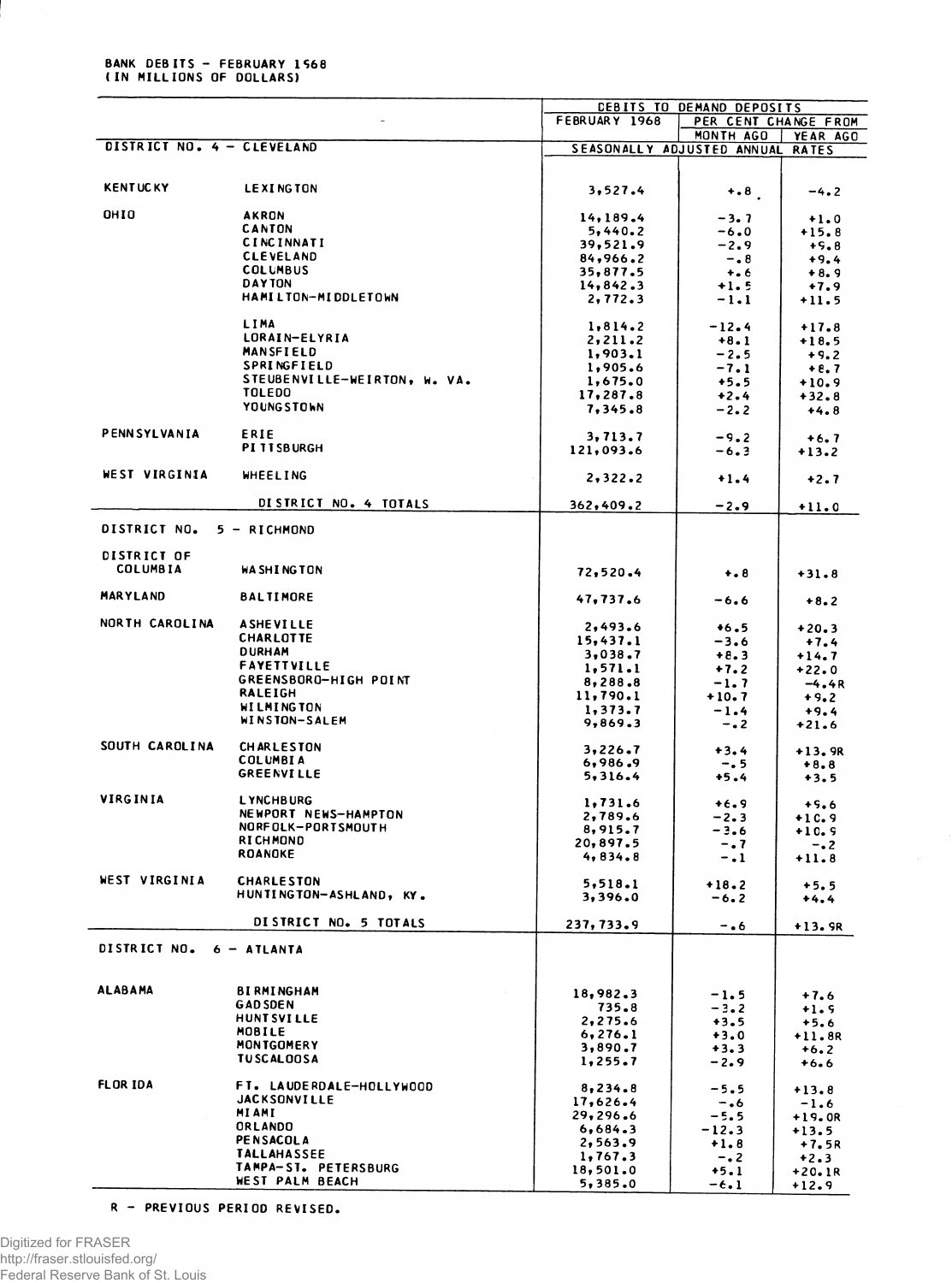BANK DEBITS - FEBRUARY 1968
(IN MILLIONS OF DOLLARS)

| | | DEBITS TO DEMAND DEPOSITS | | |
|---|---|---|---|---|
| | | FEBRUARY 1968 | PER CENT CHANGE FROM | |
| | | | MONTH AGO | YEAR AGO |
| DISTRICT NO. 4 - CLEVELAND | | SEASONALLY ADJUSTED ANNUAL RATES | | |
| KENTUCKY | LEXINGTON | 3,527.4 | +.8 | -4.2 |
| OHIO | AKRON | 14,189.4 | -3.7 | +1.0 |
| | CANTON | 5,440.2 | -6.0 | +15.8 |
| | CINCINNATI | 39,521.9 | -2.9 | +9.8 |
| | CLEVELAND | 84,966.2 | -.8 | +9.4 |
| | COLUMBUS | 35,877.5 | +.6 | +8.9 |
| | DAYTON | 14,842.3 | +1.5 | +7.9 |
| | HAMILTON-MIDDLETOWN | 2,772.3 | -1.1 | +11.5 |
| | LIMA | 1,814.2 | -12.4 | +17.8 |
| | LORAIN-ELYRIA | 2,211.2 | +8.1 | +18.5 |
| | MANSFIELD | 1,903.1 | -2.5 | +9.2 |
| | SPRINGFIELD | 1,905.6 | -7.1 | +8.7 |
| | STEUBENVILLE-WEIRTON, W. VA. | 1,675.0 | +5.5 | +10.9 |
| | TOLEDO | 17,287.8 | +2.4 | +32.8 |
| | YOUNGSTOWN | 7,345.8 | -2.2 | +4.8 |
| PENNSYLVANIA | ERIE | 3,713.7 | -9.2 | +6.7 |
| | PITTSBURGH | 121,093.6 | -6.3 | +13.2 |
| WEST VIRGINIA | WHEELING | 2,322.2 | +1.4 | +2.7 |
| | DISTRICT NO. 4 TOTALS | 362,409.2 | -2.9 | +11.0 |
| DISTRICT NO. 5 - RICHMOND | | | | |
| DISTRICT OF COLUMBIA | WASHINGTON | 72,520.4 | +.8 | +31.8 |
| MARYLAND | BALTIMORE | 47,737.6 | -6.6 | +8.2 |
| NORTH CAROLINA | ASHEVILLE | 2,493.6 | +6.5 | +20.3 |
| | CHARLOTTE | 15,437.1 | -3.6 | +7.4 |
| | DURHAM | 3,038.7 | +8.3 | +14.7 |
| | FAYETTVILLE | 1,571.1 | +7.2 | +22.0 |
| | GREENSBORO-HIGH POINT | 8,288.8 | -1.7 | -4.4R |
| | RALEIGH | 11,790.1 | +10.7 | +9.2 |
| | WILMINGTON | 1,373.7 | -1.4 | +9.4 |
| | WINSTON-SALEM | 9,869.3 | -.2 | +21.6 |
| SOUTH CAROLINA | CHARLESTON | 3,226.7 | +3.4 | +13.9R |
| | COLUMBIA | 6,986.9 | -.5 | +8.8 |
| | GREENVILLE | 5,316.4 | +5.4 | +3.5 |
| VIRGINIA | LYNCHBURG | 1,731.6 | +6.9 | +9.6 |
| | NEWPORT NEWS-HAMPTON | 2,789.6 | -2.3 | +10.9 |
| | NORFOLK-PORTSMOUTH | 8,915.7 | -3.6 | +10.9 |
| | RICHMOND | 20,897.5 | -.7 | -.2 |
| | ROANOKE | 4,834.8 | -.1 | +11.8 |
| WEST VIRGINIA | CHARLESTON | 5,518.1 | +18.2 | +5.5 |
| | HUNTINGTON-ASHLAND, KY. | 3,396.0 | -6.2 | +4.4 |
| | DISTRICT NO. 5 TOTALS | 237,733.9 | -.6 | +13.9R |
| DISTRICT NO. 6 - ATLANTA | | | | |
| ALABAMA | BIRMINGHAM | 18,982.3 | -1.5 | +7.6 |
| | GADSDEN | 735.8 | -3.2 | +1.9 |
| | HUNTSVILLE | 2,275.6 | +3.5 | +5.6 |
| | MOBILE | 6,276.1 | +3.0 | +11.8R |
| | MONTGOMERY | 3,890.7 | +3.3 | +6.2 |
| | TUSCALOOSA | 1,255.7 | -2.9 | +6.6 |
| FLORIDA | FT. LAUDERDALE-HOLLYWOOD | 8,234.8 | -5.5 | +13.8 |
| | JACKSONVILLE | 17,626.4 | -.6 | -1.6 |
| | MIAMI | 29,296.6 | -5.5 | +19.0R |
| | ORLANDO | 6,684.3 | -12.3 | +13.5 |
| | PENSACOLA | 2,563.9 | +1.8 | +7.5R |
| | TALLAHASSEE | 1,767.3 | -.2 | +2.3 |
| | TAMPA-ST. PETERSBURG | 18,501.0 | +5.1 | +20.1R |
| | WEST PALM BEACH | 5,385.0 | -6.1 | +12.9 |

R - PREVIOUS PERIOD REVISED.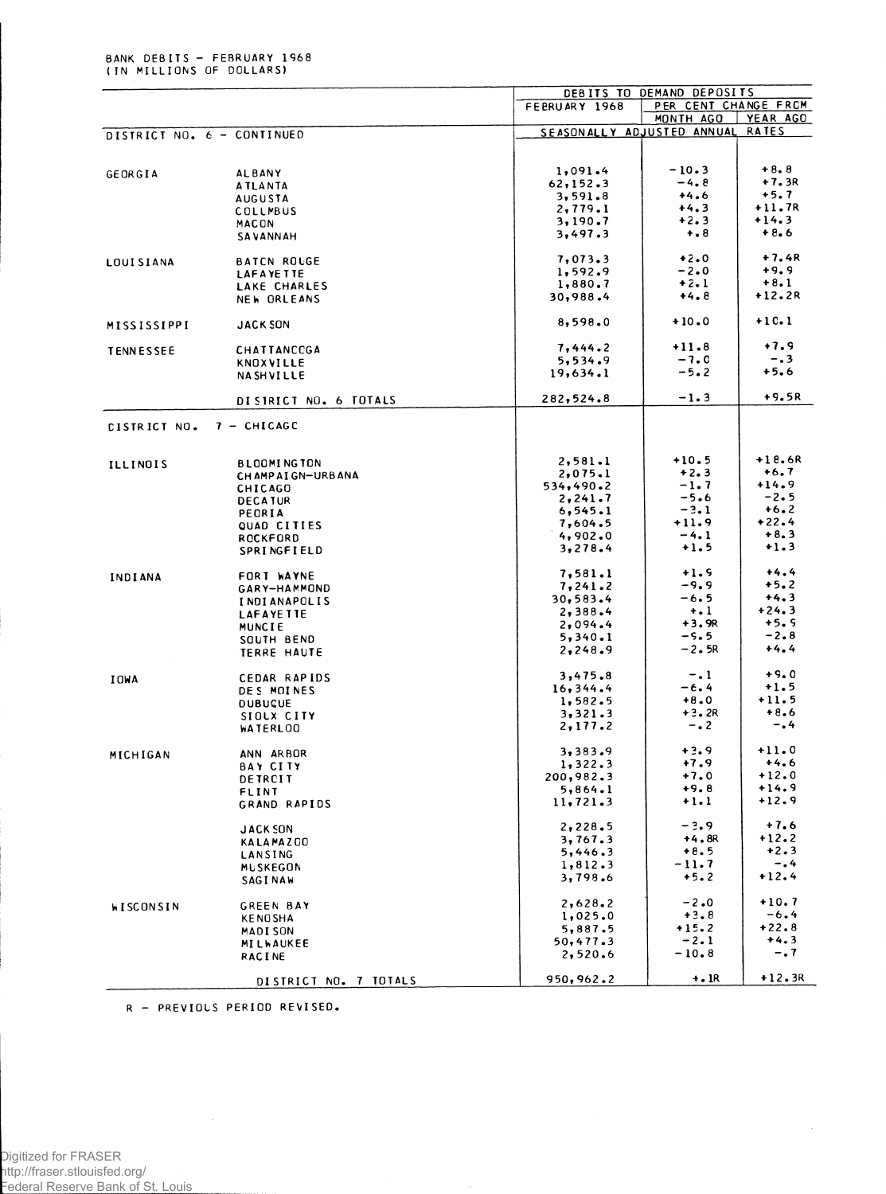BANK DEBITS – FEBRUARY 1968
(IN MILLIONS OF DOLLARS)

| | | DEBITS TO DEMAND DEPOSITS | | |
|---|---|---|---|---|
| | | FEBRUARY 1968 | PER CENT CHANGE FROM | |
| | | | MONTH AGO | YEAR AGO |
| DISTRICT NO. 6 – CONTINUED | | SEASONALLY ADJUSTED ANNUAL RATES | | |
| GEORGIA | ALBANY | 1,091.4 | -10.3 | +8.8 |
| | ATLANTA | 62,152.3 | -4.8 | +7.3R |
| | AUGUSTA | 3,591.8 | +4.6 | +5.7 |
| | COLUMBUS | 2,779.1 | +4.3 | +11.7R |
| | MACON | 3,190.7 | +2.3 | +14.3 |
| | SAVANNAH | 3,497.3 | +.8 | +8.6 |
| LOUISIANA | BATON ROUGE | 7,073.3 | +2.0 | +7.4R |
| | LAFAYETTE | 1,592.9 | -2.0 | +9.9 |
| | LAKE CHARLES | 1,880.7 | +2.1 | +8.1 |
| | NEW ORLEANS | 30,988.4 | +4.8 | +12.2R |
| MISSISSIPPI | JACKSON | 8,598.0 | +10.0 | +10.1 |
| TENNESSEE | CHATTANOOGA | 7,444.2 | +11.8 | +7.9 |
| | KNOXVILLE | 5,534.9 | -7.0 | -.3 |
| | NASHVILLE | 19,634.1 | -5.2 | +5.6 |
| | DISTRICT NO. 6 TOTALS | 282,524.8 | -1.3 | +9.5R |
| DISTRICT NO. 7 – CHICAGO | | | | |
| ILLINOIS | BLOOMINGTON | 2,581.1 | +10.5 | +18.6R |
| | CHAMPAIGN-URBANA | 2,075.1 | +2.3 | +6.7 |
| | CHICAGO | 534,490.2 | -1.7 | +14.9 |
| | DECATUR | 2,241.7 | -5.6 | -2.5 |
| | PEORIA | 6,545.1 | -3.1 | +6.2 |
| | QUAD CITIES | 7,604.5 | +11.9 | +22.4 |
| | ROCKFORD | 4,902.0 | -4.1 | +8.3 |
| | SPRINGFIELD | 3,278.4 | +1.5 | +1.3 |
| INDIANA | FORT WAYNE | 7,581.1 | +1.9 | +4.4 |
| | GARY-HAMMOND | 7,241.2 | -9.9 | +5.2 |
| | INDIANAPOLIS | 30,583.4 | -6.5 | +4.3 |
| | LAFAYETTE | 2,388.4 | +.1 | +24.3 |
| | MUNCIE | 2,094.4 | +3.9R | +5.9 |
| | SOUTH BEND | 5,340.1 | -5.5 | -2.8 |
| | TERRE HAUTE | 2,248.9 | -2.5R | +4.4 |
| IOWA | CEDAR RAPIDS | 3,475.8 | -.1 | +9.0 |
| | DES MOINES | 16,344.4 | -6.4 | +1.5 |
| | DUBUQUE | 1,582.5 | +8.0 | +11.5 |
| | SIOUX CITY | 3,321.3 | +3.2R | +8.6 |
| | WATERLOO | 2,177.2 | -.2 | -.4 |
| MICHIGAN | ANN ARBOR | 3,383.9 | +3.9 | +11.0 |
| | BAY CITY | 1,322.3 | +7.9 | +4.6 |
| | DETROIT | 200,982.3 | +7.0 | +12.0 |
| | FLINT | 5,864.1 | +9.8 | +14.9 |
| | GRAND RAPIDS | 11,721.3 | +1.1 | +12.9 |
| | JACKSON | 2,228.5 | -3.9 | +7.6 |
| | KALAMAZOO | 3,767.3 | +4.8R | +12.2 |
| | LANSING | 5,446.3 | +8.5 | +2.3 |
| | MUSKEGON | 1,812.3 | -11.7 | -.4 |
| | SAGINAW | 3,798.6 | +5.2 | +12.4 |
| WISCONSIN | GREEN BAY | 2,628.2 | -2.0 | +10.7 |
| | KENOSHA | 1,025.0 | +3.8 | -6.4 |
| | MADISON | 5,887.5 | +15.2 | +22.8 |
| | MILWAUKEE | 50,477.3 | -2.1 | +4.3 |
| | RACINE | 2,520.6 | -10.8 | -.7 |
| | DISTRICT NO. 7 TOTALS | 950,962.2 | +.1R | +12.3R |

R – PREVIOUS PERIOD REVISED.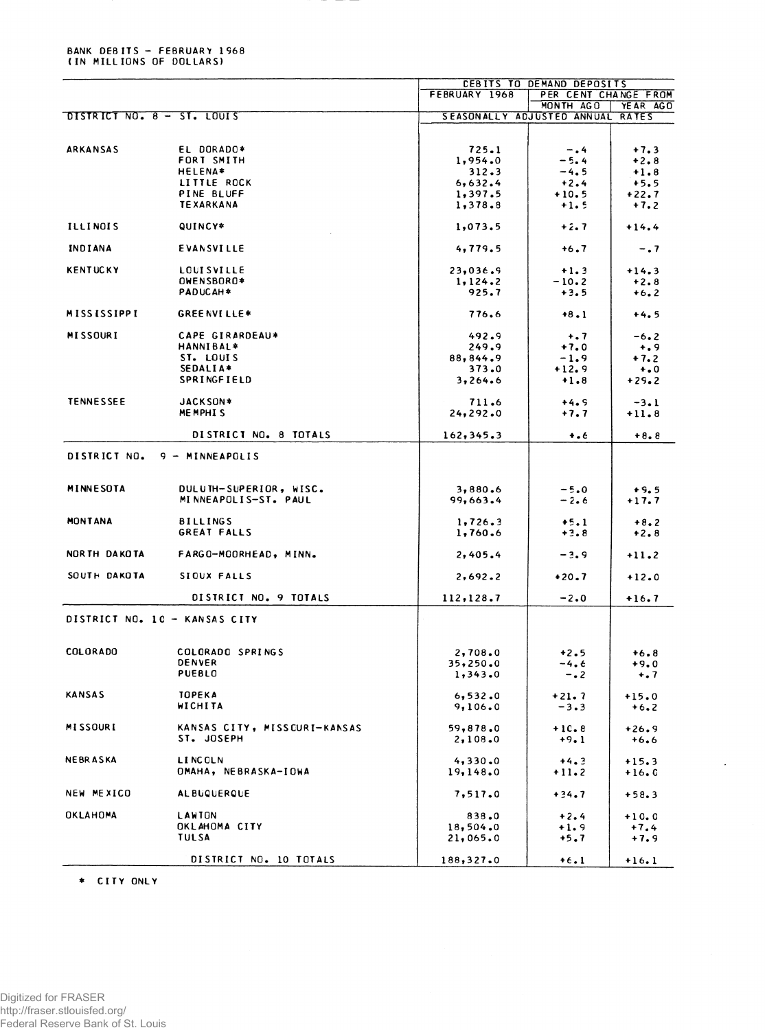BANK DEBITS – FEBRUARY 1968
(IN MILLIONS OF DOLLARS)

| | | DEBITS TO DEMAND DEPOSITS | | |
|---|---|---|---|---|
| | | FEBRUARY 1968 | PER CENT CHANGE FROM | |
| | | | MONTH AGO | YEAR AGO |
| DISTRICT NO. 8 – ST. LOUIS | | SEASONALLY ADJUSTED ANNUAL RATES | | |
| ARKANSAS | EL DORADO* | 725.1 | -.4 | +7.3 |
| | FORT SMITH | 1,954.0 | -5.4 | +2.8 |
| | HELENA* | 312.3 | -4.5 | +1.8 |
| | LITTLE ROCK | 6,632.4 | +2.4 | +5.5 |
| | PINE BLUFF | 1,397.5 | +10.5 | +22.7 |
| | TEXARKANA | 1,378.8 | +1.5 | +7.2 |
| ILLINOIS | QUINCY* | 1,073.5 | +2.7 | +14.4 |
| INDIANA | EVANSVILLE | 4,779.5 | +6.7 | -.7 |
| KENTUCKY | LOUISVILLE | 23,036.9 | +1.3 | +14.3 |
| | OWENSBORO* | 1,124.2 | -10.2 | +2.8 |
| | PADUCAH* | 925.7 | +3.5 | +6.2 |
| MISSISSIPPI | GREENVILLE* | 776.6 | +8.1 | +4.5 |
| MISSOURI | CAPE GIRARDEAU* | 492.9 | +.7 | -6.2 |
| | HANNIBAL* | 249.9 | +7.0 | +.9 |
| | ST. LOUIS | 88,844.9 | -1.9 | +7.2 |
| | SEDALIA* | 373.0 | +12.9 | +.0 |
| | SPRINGFIELD | 3,264.6 | +1.8 | +29.2 |
| TENNESSEE | JACKSON* | 711.6 | +4.9 | -3.1 |
| | MEMPHIS | 24,292.0 | +7.7 | +11.8 |
| | DISTRICT NO. 8 TOTALS | 162,345.3 | +.6 | +8.8 |
| DISTRICT NO. 9 – MINNEAPOLIS | | | | |
| MINNESOTA | DULUTH-SUPERIOR, WISC. | 3,880.6 | -5.0 | +9.5 |
| | MINNEAPOLIS-ST. PAUL | 99,663.4 | -2.6 | +17.7 |
| MONTANA | BILLINGS | 1,726.3 | +5.1 | +8.2 |
| | GREAT FALLS | 1,760.6 | +3.8 | +2.8 |
| NORTH DAKOTA | FARGO-MOORHEAD, MINN. | 2,405.4 | -3.9 | +11.2 |
| SOUTH DAKOTA | SIOUX FALLS | 2,692.2 | +20.7 | +12.0 |
| | DISTRICT NO. 9 TOTALS | 112,128.7 | -2.0 | +16.7 |
| DISTRICT NO. 10 – KANSAS CITY | | | | |
| COLORADO | COLORADO SPRINGS | 2,708.0 | +2.5 | +6.8 |
| | DENVER | 35,250.0 | -4.6 | +9.0 |
| | PUEBLO | 1,343.0 | -.2 | +.7 |
| KANSAS | TOPEKA | 6,532.0 | +21.7 | +15.0 |
| | WICHITA | 9,106.0 | -3.3 | +6.2 |
| MISSOURI | KANSAS CITY, MISSOURI-KANSAS | 59,878.0 | +10.8 | +26.9 |
| | ST. JOSEPH | 2,108.0 | +9.1 | +6.6 |
| NEBRASKA | LINCOLN | 4,330.0 | +4.3 | +15.3 |
| | OMAHA, NEBRASKA-IOWA | 19,148.0 | +11.2 | +16.0 |
| NEW MEXICO | ALBUQUERQUE | 7,517.0 | +34.7 | +58.3 |
| OKLAHOMA | LAWTON | 838.0 | +2.4 | +10.0 |
| | OKLAHOMA CITY | 18,504.0 | +1.9 | +7.4 |
| | TULSA | 21,065.0 | +5.7 | +7.9 |
| | DISTRICT NO. 10 TOTALS | 188,327.0 | +6.1 | +16.1 |

* CITY ONLY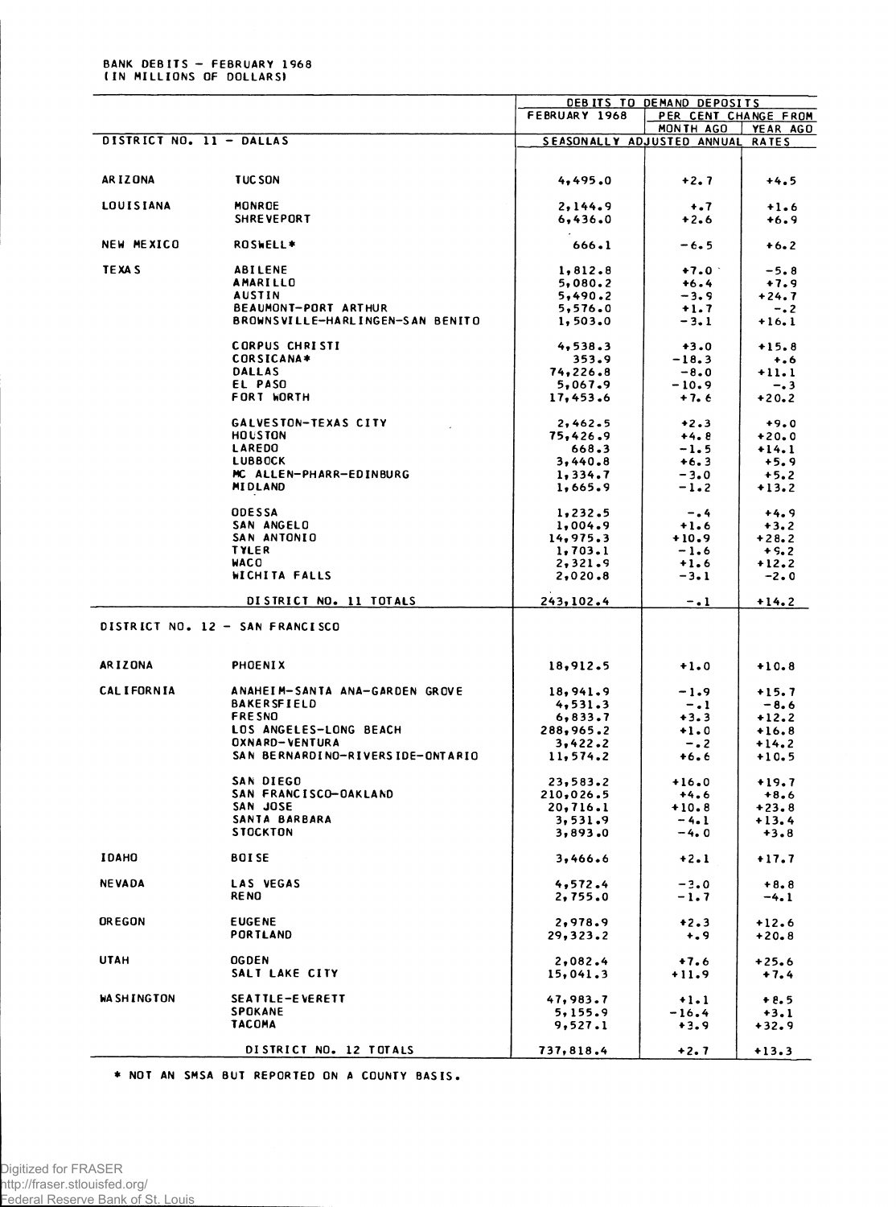BANK DEBITS – FEBRUARY 1968
(IN MILLIONS OF DOLLARS)

| | | DEBITS TO DEMAND DEPOSITS | | |
|---|---|---|---|---|
| | | FEBRUARY 1968 | PER CENT CHANGE FROM | |
| | | | MONTH AGO | YEAR AGO |
| DISTRICT NO. 11 – DALLAS | | SEASONALLY ADJUSTED ANNUAL RATES | | |
| ARIZONA | TUCSON | 4,495.0 | +2.7 | +4.5 |
| LOUISIANA | MONROE | 2,144.9 | +.7 | +1.6 |
| | SHREVEPORT | 6,436.0 | +2.6 | +6.9 |
| NEW MEXICO | ROSWELL* | 666.1 | -6.5 | +6.2 |
| TEXAS | ABILENE | 1,812.8 | +7.0 | -5.8 |
| | AMARILLO | 5,080.2 | +6.4 | +7.9 |
| | AUSTIN | 5,490.2 | -3.9 | +24.7 |
| | BEAUMONT-PORT ARTHUR | 5,576.0 | +1.7 | -.2 |
| | BROWNSVILLE-HARLINGEN-SAN BENITO | 1,503.0 | -3.1 | +16.1 |
| | CORPUS CHRISTI | 4,538.3 | +3.0 | +15.8 |
| | CORSICANA* | 353.9 | -18.3 | +.6 |
| | DALLAS | 74,226.8 | -8.0 | +11.1 |
| | EL PASO | 5,067.9 | -10.9 | -.3 |
| | FORT WORTH | 17,453.6 | +7.6 | +20.2 |
| | GALVESTON-TEXAS CITY | 2,462.5 | +2.3 | +9.0 |
| | HOUSTON | 75,426.9 | +4.8 | +20.0 |
| | LAREDO | 668.3 | -1.5 | +14.1 |
| | LUBBOCK | 3,440.8 | +6.3 | +5.9 |
| | MC ALLEN-PHARR-EDINBURG | 1,334.7 | -3.0 | +5.2 |
| | MIDLAND | 1,665.9 | -1.2 | +13.2 |
| | ODESSA | 1,232.5 | -.4 | +4.9 |
| | SAN ANGELO | 1,004.9 | +1.6 | +3.2 |
| | SAN ANTONIO | 14,975.3 | +10.9 | +28.2 |
| | TYLER | 1,703.1 | -1.6 | +9.2 |
| | WACO | 2,321.9 | +1.6 | +12.2 |
| | WICHITA FALLS | 2,020.8 | -3.1 | -2.0 |
| | DISTRICT NO. 11 TOTALS | 243,102.4 | -.1 | +14.2 |
| DISTRICT NO. 12 – SAN FRANCISCO | | | | |
| ARIZONA | PHOENIX | 18,912.5 | +1.0 | +10.8 |
| CALIFORNIA | ANAHEIM-SANTA ANA-GARDEN GROVE | 18,941.9 | -1.9 | +15.7 |
| | BAKERSFIELD | 4,531.3 | -.1 | -8.6 |
| | FRESNO | 6,833.7 | +3.3 | +12.2 |
| | LOS ANGELES-LONG BEACH | 288,965.2 | +1.0 | +16.8 |
| | OXNARD-VENTURA | 3,422.2 | -.2 | +14.2 |
| | SAN BERNARDINO-RIVERSIDE-ONTARIO | 11,574.2 | +6.6 | +10.5 |
| | SAN DIEGO | 23,583.2 | +16.0 | +19.7 |
| | SAN FRANCISCO-OAKLAND | 210,026.5 | +4.6 | +8.6 |
| | SAN JOSE | 20,716.1 | +10.8 | +23.8 |
| | SANTA BARBARA | 3,531.9 | -4.1 | +13.4 |
| | STOCKTON | 3,893.0 | -4.0 | +3.8 |
| IDAHO | BOISE | 3,466.6 | +2.1 | +17.7 |
| NEVADA | LAS VEGAS | 4,572.4 | -3.0 | +8.8 |
| | RENO | 2,755.0 | -1.7 | -4.1 |
| OREGON | EUGENE | 2,978.9 | +2.3 | +12.6 |
| | PORTLAND | 29,323.2 | +.9 | +20.8 |
| UTAH | OGDEN | 2,082.4 | +7.6 | +25.6 |
| | SALT LAKE CITY | 15,041.3 | +11.9 | +7.4 |
| WASHINGTON | SEATTLE-EVERETT | 47,983.7 | +1.1 | +8.5 |
| | SPOKANE | 5,155.9 | -16.4 | +3.1 |
| | TACOMA | 9,527.1 | +3.9 | +32.9 |
| | DISTRICT NO. 12 TOTALS | 737,818.4 | +2.7 | +13.3 |

* NOT AN SMSA BUT REPORTED ON A COUNTY BASIS.